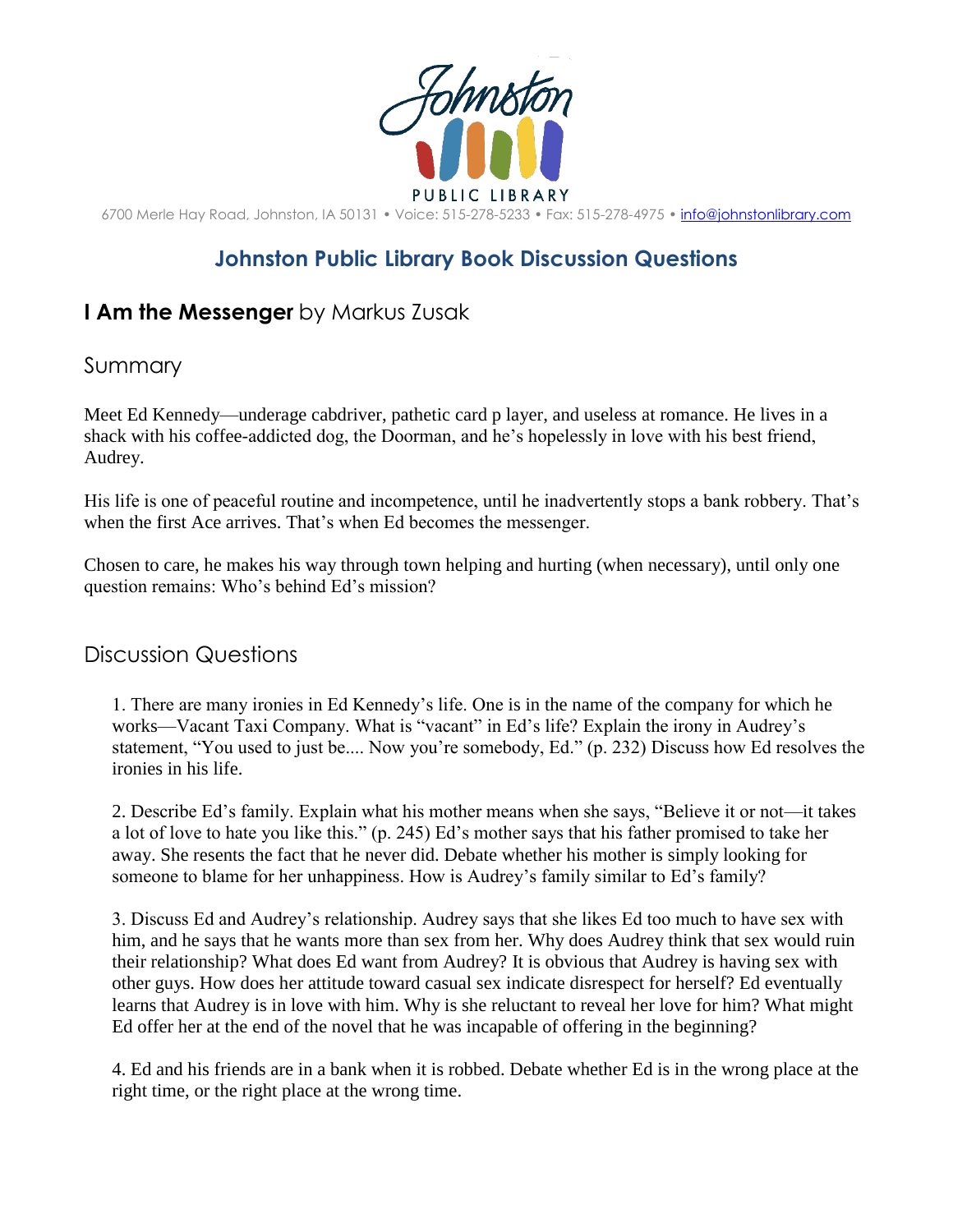Johnston PUBLIC LIBRARY

6700 Merle Hay Road, Johnston, IA 50131 • Voice: 515-278-5233 • Fax: 515-278-4975 • info@johnstonlibrary.com

## Johnston Public Library Book Discussion Questions

### **I Am the Messenger** by Markus Zusak

### Summary

Meet Ed Kennedy—underage cabdriver, pathetic card p layer, and useless at romance. He lives in a shack with his coffee-addicted dog, the Doorman, and he's hopelessly in love with his best friend, Audrey.

His life is one of peaceful routine and incompetence, until he inadvertently stops a bank robbery. That's when the first Ace arrives. That's when Ed becomes the messenger.

Chosen to care, he makes his way through town helping and hurting (when necessary), until only one question remains: Who's behind Ed's mission?

### Discussion Questions

1. There are many ironies in Ed Kennedy's life. One is in the name of the company for which he works—Vacant Taxi Company. What is "vacant" in Ed's life? Explain the irony in Audrey's statement, "You used to just be.... Now you're somebody, Ed." (p. 232) Discuss how Ed resolves the ironies in his life.

2. Describe Ed's family. Explain what his mother means when she says, "Believe it or not—it takes a lot of love to hate you like this." (p. 245) Ed's mother says that his father promised to take her away. She resents the fact that he never did. Debate whether his mother is simply looking for someone to blame for her unhappiness. How is Audrey's family similar to Ed's family?

3. Discuss Ed and Audrey's relationship. Audrey says that she likes Ed too much to have sex with him, and he says that he wants more than sex from her. Why does Audrey think that sex would ruin their relationship? What does Ed want from Audrey? It is obvious that Audrey is having sex with other guys. How does her attitude toward casual sex indicate disrespect for herself? Ed eventually learns that Audrey is in love with him. Why is she reluctant to reveal her love for him? What might Ed offer her at the end of the novel that he was incapable of offering in the beginning?

4. Ed and his friends are in a bank when it is robbed. Debate whether Ed is in the wrong place at the right time, or the right place at the wrong time.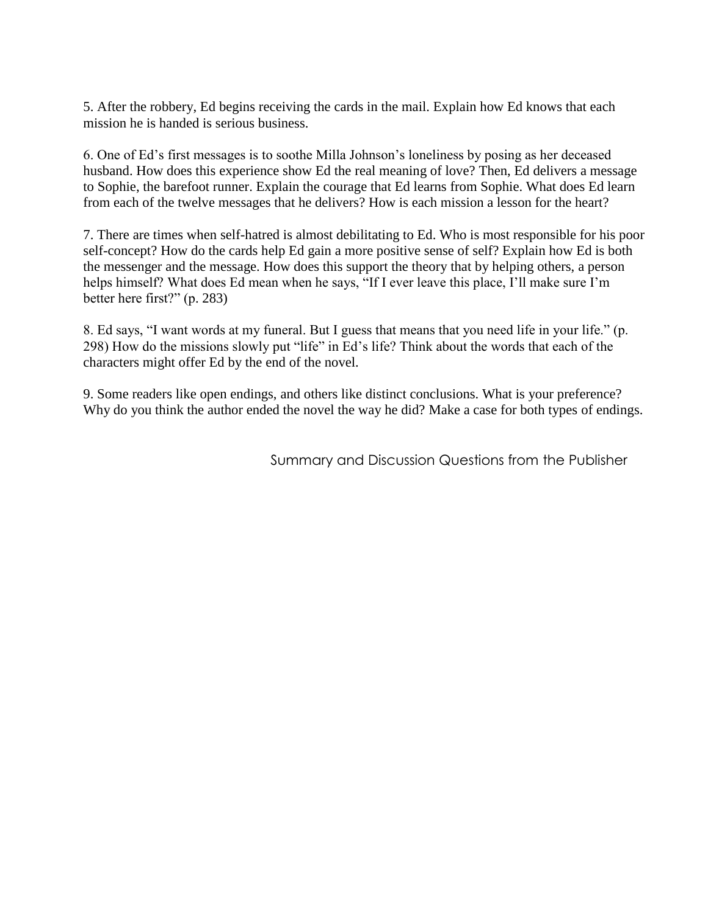5. After the robbery, Ed begins receiving the cards in the mail. Explain how Ed knows that each mission he is handed is serious business.

6. One of Ed's first messages is to soothe Milla Johnson's loneliness by posing as her deceased husband. How does this experience show Ed the real meaning of love? Then, Ed delivers a message to Sophie, the barefoot runner. Explain the courage that Ed learns from Sophie. What does Ed learn from each of the twelve messages that he delivers? How is each mission a lesson for the heart?

7. There are times when self-hatred is almost debilitating to Ed. Who is most responsible for his poor self-concept? How do the cards help Ed gain a more positive sense of self? Explain how Ed is both the messenger and the message. How does this support the theory that by helping others, a person helps himself? What does Ed mean when he says, "If I ever leave this place, I'll make sure I'm better here first?" (p. 283)

8. Ed says, "I want words at my funeral. But I guess that means that you need life in your life." (p. 298) How do the missions slowly put "life" in Ed's life? Think about the words that each of the characters might offer Ed by the end of the novel.

9. Some readers like open endings, and others like distinct conclusions. What is your preference? Why do you think the author ended the novel the way he did? Make a case for both types of endings.

Summary and Discussion Questions from the Publisher